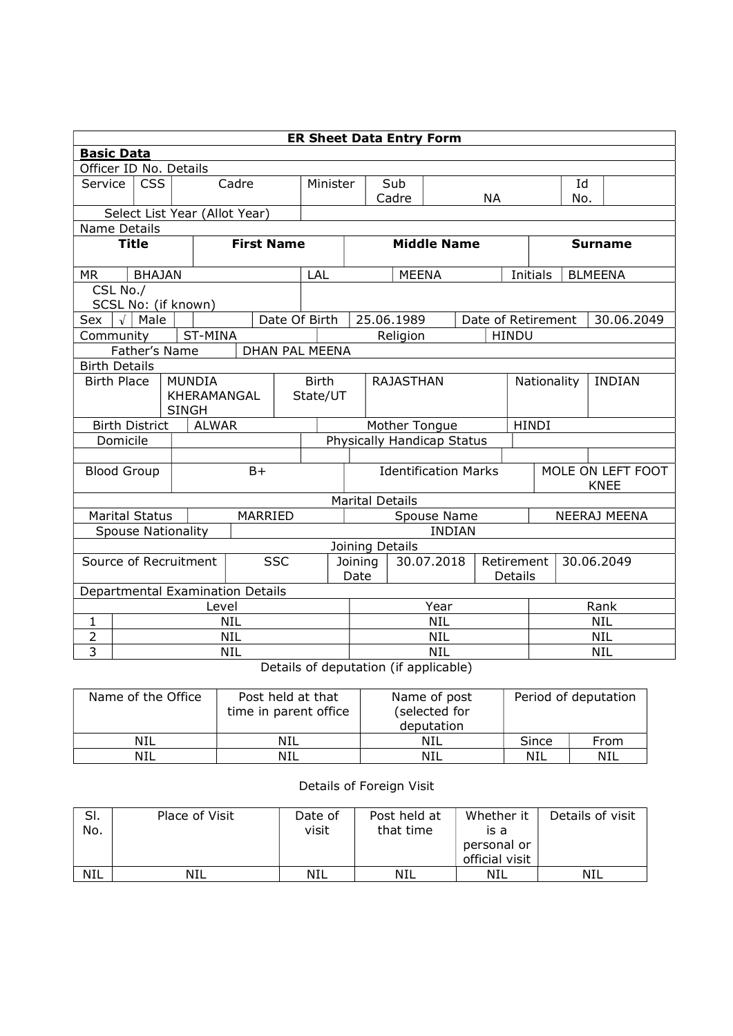## ER Sheet Data Entry Form

**Basic Data**

| | | | | | | | | |
|---|---|---|---|---|---|---|---|---|
| Officer ID No. Details | | | | | | | | |
| Service | CSS | Cadre | Minister | Sub Cadre | NA | Id No. | | |
| Select List Year (Allot Year) | | | | | | | | |

**Name Details**

| Title | First Name | Middle Name | Surname | | |
|---|---|---|---|---|---|
| MR | BHAJAN | LAL | MEENA | Initials | BLMEENA |

| | | | | | |
|---|---|---|---|---|---|
| CSL No./ SCSL No: (if known) | | | | | |
| Sex | √ Male | Date Of Birth | 25.06.1989 | Date of Retirement | 30.06.2049 |
| Community | ST-MINA | Religion | HINDU | | |
| Father's Name | DHAN PAL MEENA | | | | |

**Birth Details**

| | | | | | |
|---|---|---|---|---|---|
| Birth Place | MUNDIA KHERAMANGAL SINGH | Birth State/UT | RAJASTHAN | Nationality | INDIAN |
| Birth District | ALWAR | Mother Tongue | HINDI | | |
| Domicile | | Physically Handicap Status | | | |
| Blood Group | B+ | Identification Marks | MOLE ON LEFT FOOT KNEE | | |

**Marital Details**

| | | | |
|---|---|---|---|
| Marital Status | MARRIED | Spouse Name | NEERAJ MEENA |
| Spouse Nationality | INDIAN | | |

**Joining Details**

| | | | | | |
|---|---|---|---|---|---|
| Source of Recruitment | SSC | Joining Date | 30.07.2018 | Retirement Details | 30.06.2049 |

**Departmental Examination Details**

| | Level | Year | Rank |
|---|---|---|---|
| 1 | NIL | NIL | NIL |
| 2 | NIL | NIL | NIL |
| 3 | NIL | NIL | NIL |

Details of deputation (if applicable)

| Name of the Office | Post held at that time in parent office | Name of post (selected for deputation | Period of deputation | |
|---|---|---|---|---|
| | | | Since | From |
| NIL | NIL | NIL | NIL | NIL |

Details of Foreign Visit

| Sl. No. | Place of Visit | Date of visit | Post held at that time | Whether it is a personal or official visit | Details of visit |
|---|---|---|---|---|---|
| NIL | NIL | NIL | NIL | NIL | NIL |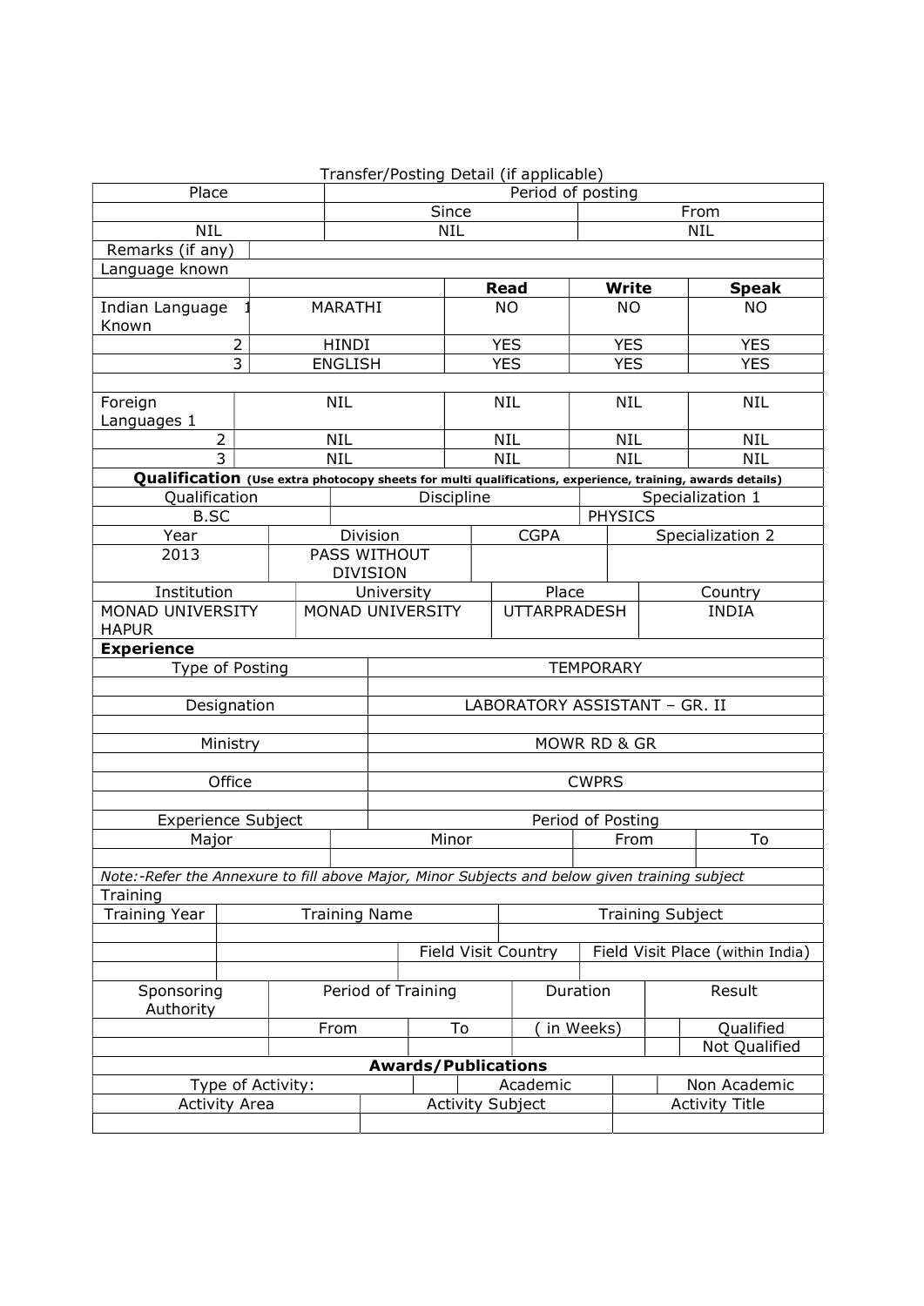Transfer/Posting Detail (if applicable)

| Place | Period of posting | |
|---|---|---|
| | Since | From |
| NIL | NIL | NIL |

| Remarks (if any) | |
|---|---|

Language known

| | | Read | Write | Speak |
|---|---|---|---|---|
| Indian Language Known 1 | MARATHI | NO | NO | NO |
| 2 | HINDI | YES | YES | YES |
| 3 | ENGLISH | YES | YES | YES |
| | | | | |
| Foreign Languages 1 | NIL | NIL | NIL | NIL |
| 2 | NIL | NIL | NIL | NIL |
| 3 | NIL | NIL | NIL | NIL |

**Qualification** **(Use extra photocopy sheets for multi qualifications, experience, training, awards details)**

| Qualification | Discipline | Specialization 1 |
|---|---|---|
| B.SC | | PHYSICS |

| Year | Division | CGPA | Specialization 2 |
|---|---|---|---|
| 2013 | PASS WITHOUT DIVISION | | |

| Institution | University | Place | Country |
|---|---|---|---|
| MONAD UNIVERSITY HAPUR | MONAD UNIVERSITY | UTTARPRADESH | INDIA |

**Experience**

| | |
|---|---|
| Type of Posting | TEMPORARY |
| | |
| Designation | LABORATORY ASSISTANT – GR. II |
| | |
| Ministry | MOWR RD & GR |
| | |
| Office | CWPRS |
| | |
| Experience Subject | Period of Posting |

| Major | Minor | From | To |
|---|---|---|---|
| | | | |

*Note:-Refer the Annexure to fill above Major, Minor Subjects and below given training subject*

Training

| Training Year | Training Name | | Training Subject |
|---|---|---|---|
| | | | |
| | | Field Visit Country | Field Visit Place (within India) |
| | | | |

| Sponsoring Authority | Period of Training | | Duration | Result | |
|---|---|---|---|---|---|
| | From | To | ( in Weeks) | | Qualified |
| | | | | | Not Qualified |

**Awards/Publications**

| Type of Activity: | | Academic | | Non Academic |
|---|---|---|---|---|

| Activity Area | Activity Subject | Activity Title |
|---|---|---|
| | | |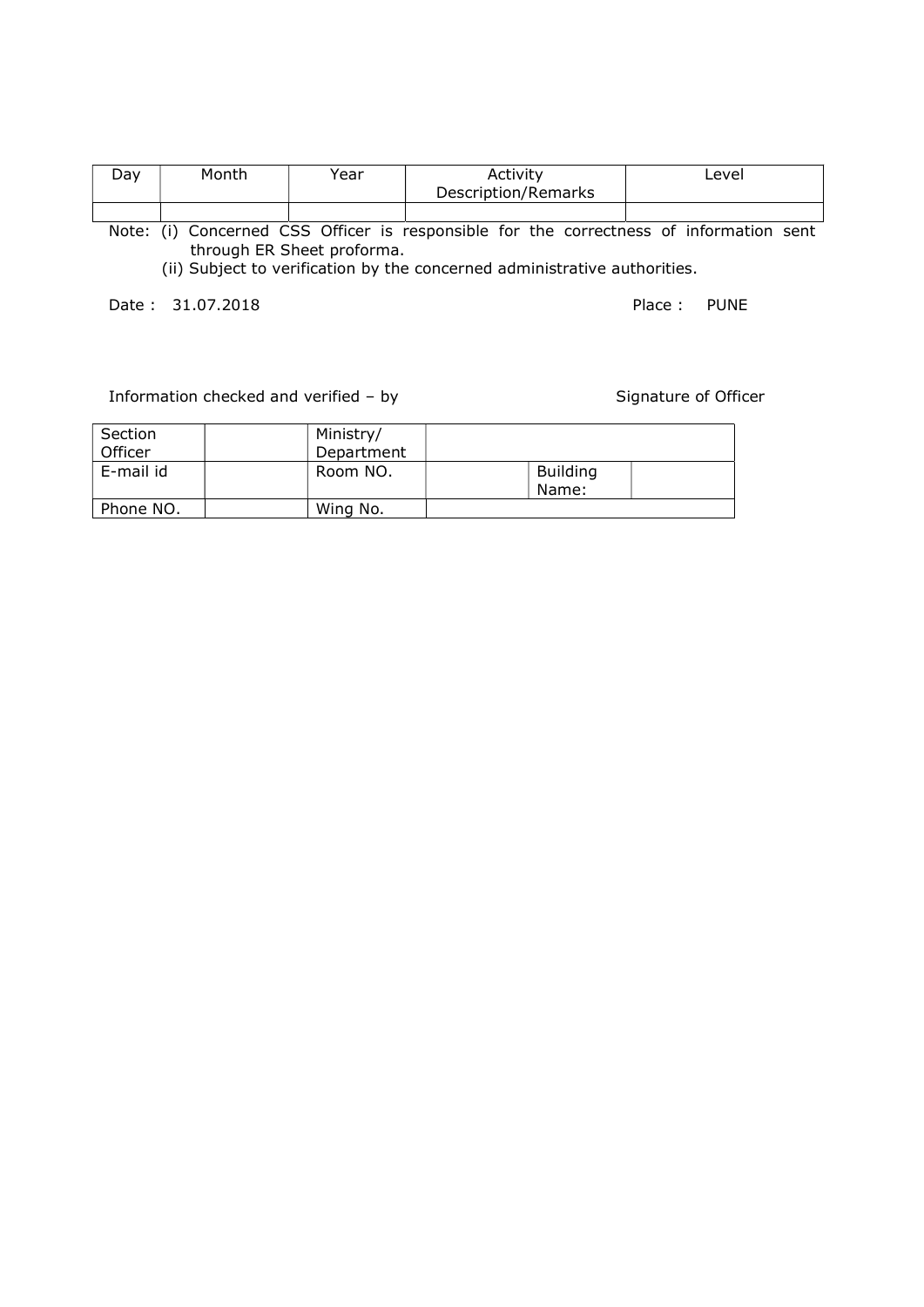| Day | Month | Year | Activity Description/Remarks | Level |
|---|---|---|---|---|
| | | | | |

Note: (i) Concerned CSS Officer is responsible for the correctness of information sent through ER Sheet proforma.

(ii) Subject to verification by the concerned administrative authorities.

Date : 31.07.2018

Place : PUNE

Information checked and verified – by

Signature of Officer

| | | | | | |
|---|---|---|---|---|---|
| Section Officer | | Ministry/ Department | | | |
| E-mail id | | Room NO. | | Building Name: | |
| Phone NO. | | Wing No. | | | |